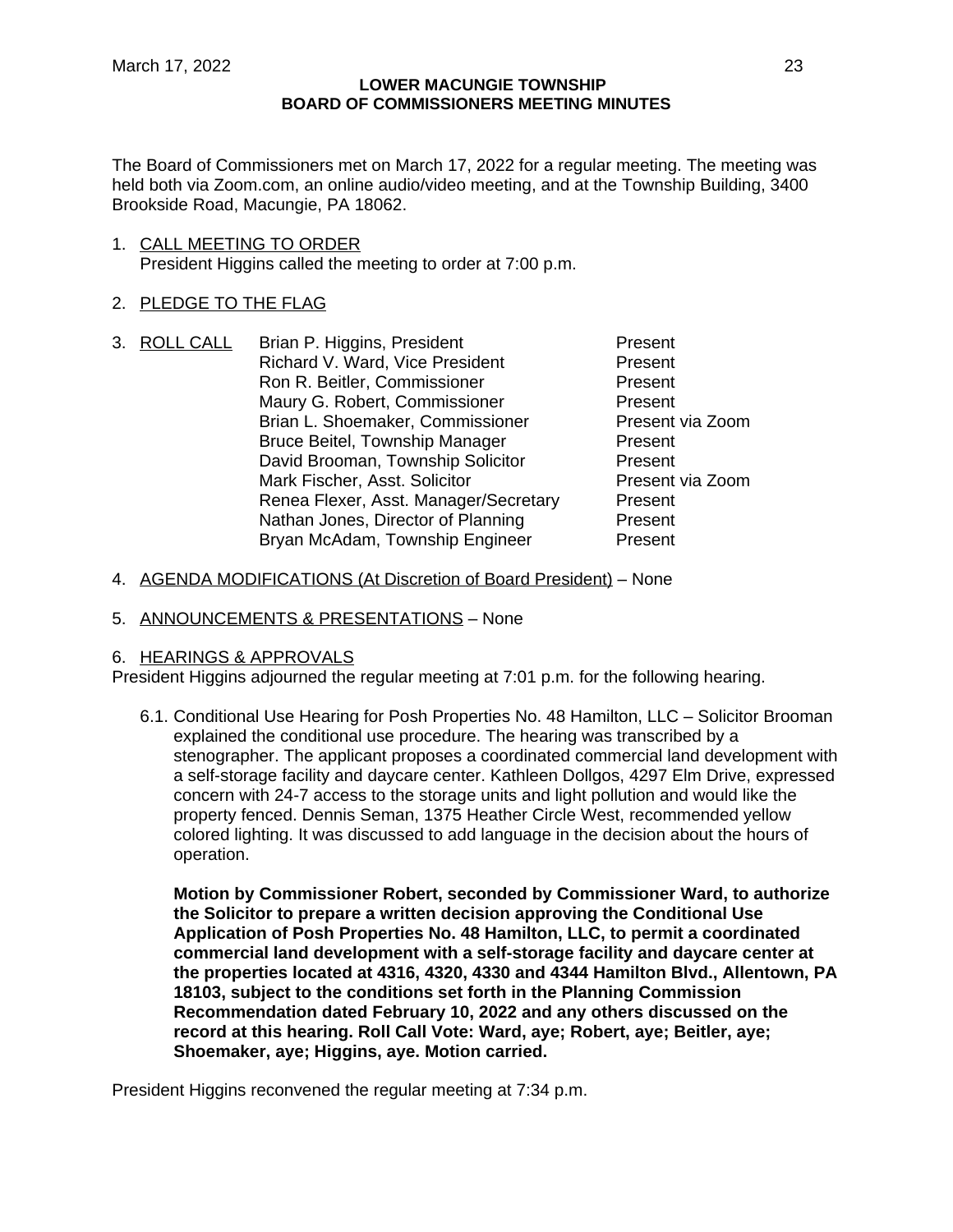# LOWER MACUNGIE TOWNSHIP
## BOARD OF COMMISSIONERS MEETING MINUTES

March 17, 2022

The Board of Commissioners met on March 17, 2022 for a regular meeting. The meeting was held both via Zoom.com, an online audio/video meeting, and at the Township Building, 3400 Brookside Road, Macungie, PA 18062.

1. CALL MEETING TO ORDER
   President Higgins called the meeting to order at 7:00 p.m.

2. PLEDGE TO THE FLAG

3. ROLL CALL

| | |
|---|---|
| Brian P. Higgins, President | Present |
| Richard V. Ward, Vice President | Present |
| Ron R. Beitler, Commissioner | Present |
| Maury G. Robert, Commissioner | Present |
| Brian L. Shoemaker, Commissioner | Present via Zoom |
| Bruce Beitel, Township Manager | Present |
| David Brooman, Township Solicitor | Present |
| Mark Fischer, Asst. Solicitor | Present via Zoom |
| Renea Flexer, Asst. Manager/Secretary | Present |
| Nathan Jones, Director of Planning | Present |
| Bryan McAdam, Township Engineer | Present |

4. AGENDA MODIFICATIONS (At Discretion of Board President) – None

5. ANNOUNCEMENTS & PRESENTATIONS – None

6. HEARINGS & APPROVALS

President Higgins adjourned the regular meeting at 7:01 p.m. for the following hearing.

6.1. Conditional Use Hearing for Posh Properties No. 48 Hamilton, LLC – Solicitor Brooman explained the conditional use procedure. The hearing was transcribed by a stenographer. The applicant proposes a coordinated commercial land development with a self-storage facility and daycare center. Kathleen Dollgos, 4297 Elm Drive, expressed concern with 24-7 access to the storage units and light pollution and would like the property fenced. Dennis Seman, 1375 Heather Circle West, recommended yellow colored lighting. It was discussed to add language in the decision about the hours of operation.

**Motion by Commissioner Robert, seconded by Commissioner Ward, to authorize the Solicitor to prepare a written decision approving the Conditional Use Application of Posh Properties No. 48 Hamilton, LLC, to permit a coordinated commercial land development with a self-storage facility and daycare center at the properties located at 4316, 4320, 4330 and 4344 Hamilton Blvd., Allentown, PA 18103, subject to the conditions set forth in the Planning Commission Recommendation dated February 10, 2022 and any others discussed on the record at this hearing. Roll Call Vote: Ward, aye; Robert, aye; Beitler, aye; Shoemaker, aye; Higgins, aye. Motion carried.**

President Higgins reconvened the regular meeting at 7:34 p.m.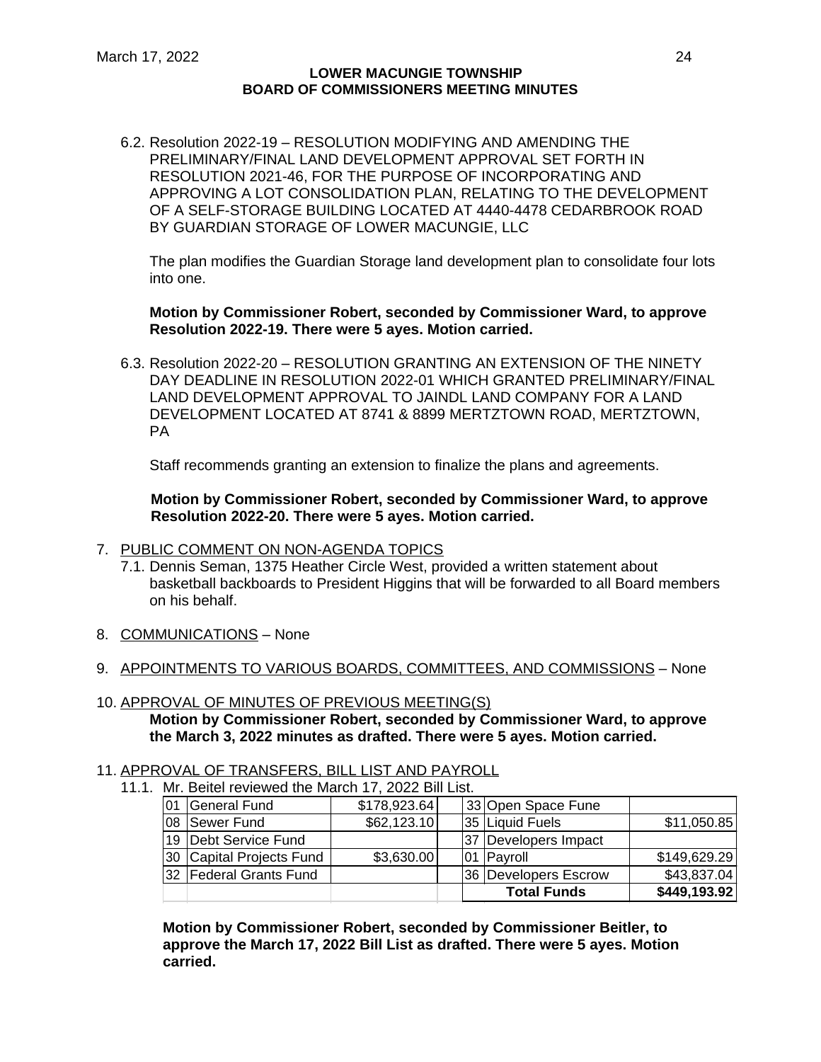6.2. Resolution 2022-19 – RESOLUTION MODIFYING AND AMENDING THE PRELIMINARY/FINAL LAND DEVELOPMENT APPROVAL SET FORTH IN RESOLUTION 2021-46, FOR THE PURPOSE OF INCORPORATING AND APPROVING A LOT CONSOLIDATION PLAN, RELATING TO THE DEVELOPMENT OF A SELF-STORAGE BUILDING LOCATED AT 4440-4478 CEDARBROOK ROAD BY GUARDIAN STORAGE OF LOWER MACUNGIE, LLC

The plan modifies the Guardian Storage land development plan to consolidate four lots into one.

**Motion by Commissioner Robert, seconded by Commissioner Ward, to approve Resolution 2022-19. There were 5 ayes. Motion carried.**

6.3. Resolution 2022-20 – RESOLUTION GRANTING AN EXTENSION OF THE NINETY DAY DEADLINE IN RESOLUTION 2022-01 WHICH GRANTED PRELIMINARY/FINAL LAND DEVELOPMENT APPROVAL TO JAINDL LAND COMPANY FOR A LAND DEVELOPMENT LOCATED AT 8741 & 8899 MERTZTOWN ROAD, MERTZTOWN, PA

Staff recommends granting an extension to finalize the plans and agreements.

**Motion by Commissioner Robert, seconded by Commissioner Ward, to approve Resolution 2022-20. There were 5 ayes. Motion carried.**

7. PUBLIC COMMENT ON NON-AGENDA TOPICS
   7.1. Dennis Seman, 1375 Heather Circle West, provided a written statement about basketball backboards to President Higgins that will be forwarded to all Board members on his behalf.

8. COMMUNICATIONS – None

9. APPOINTMENTS TO VARIOUS BOARDS, COMMITTEES, AND COMMISSIONS – None

10. APPROVAL OF MINUTES OF PREVIOUS MEETING(S)

**Motion by Commissioner Robert, seconded by Commissioner Ward, to approve the March 3, 2022 minutes as drafted. There were 5 ayes. Motion carried.**

11. APPROVAL OF TRANSFERS, BILL LIST AND PAYROLL
   11.1. Mr. Beitel reviewed the March 17, 2022 Bill List.

| | | | | | | |
|---|---|---|---|---|---|---|
| 01 | General Fund | $178,923.64 | | 33 | Open Space Fune | |
| 08 | Sewer Fund | $62,123.10 | | 35 | Liquid Fuels | $11,050.85 |
| 19 | Debt Service Fund | | | 37 | Developers Impact | |
| 30 | Capital Projects Fund | $3,630.00 | | 01 | Payroll | $149,629.29 |
| 32 | Federal Grants Fund | | | 36 | Developers Escrow | $43,837.04 |
| | | | | | **Total Funds** | **$449,193.92** |

**Motion by Commissioner Robert, seconded by Commissioner Beitler, to approve the March 17, 2022 Bill List as drafted. There were 5 ayes. Motion carried.**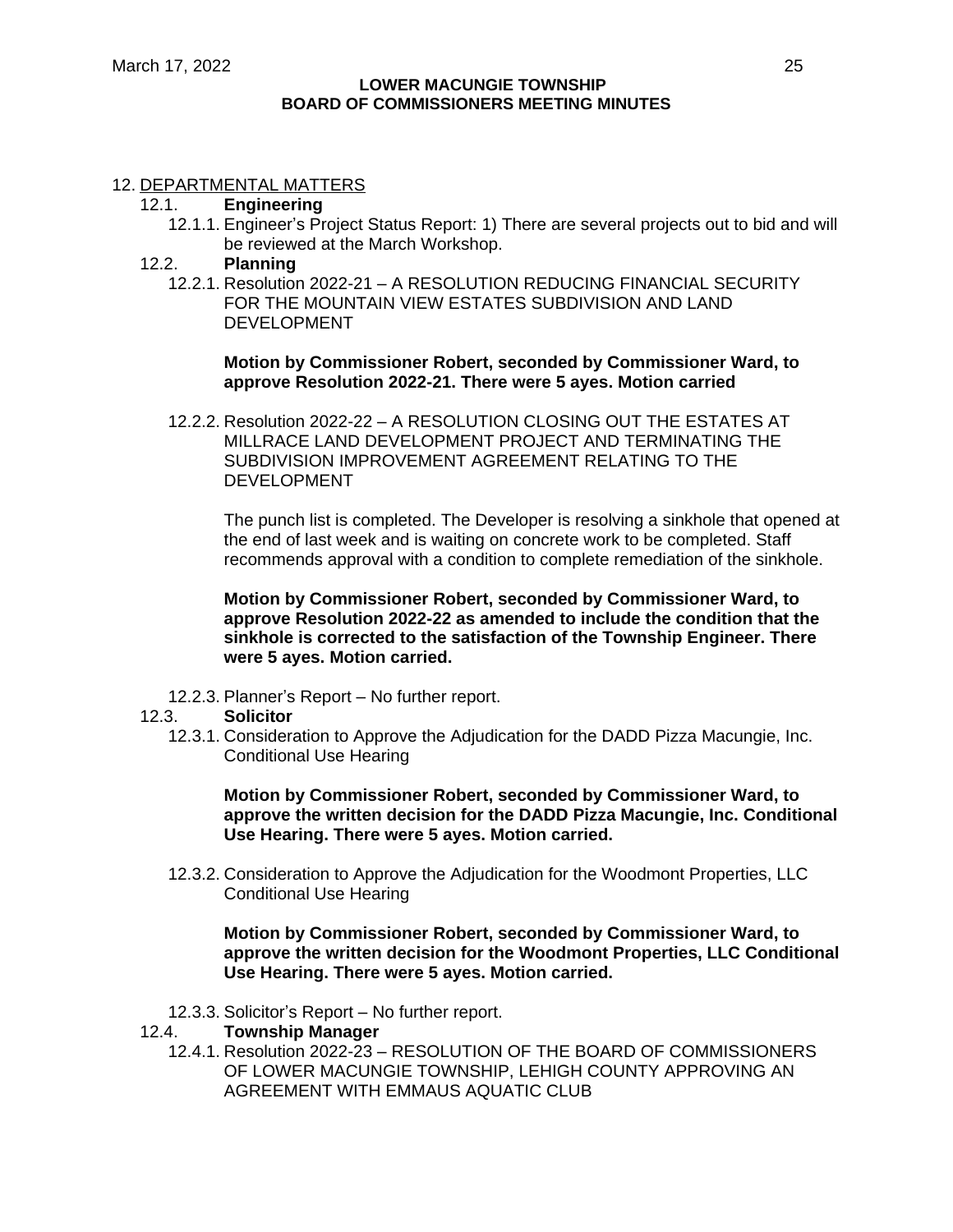12. DEPARTMENTAL MATTERS

12.1. **Engineering**

12.1.1. Engineer's Project Status Report: 1) There are several projects out to bid and will be reviewed at the March Workshop.

12.2. **Planning**

12.2.1. Resolution 2022-21 – A RESOLUTION REDUCING FINANCIAL SECURITY FOR THE MOUNTAIN VIEW ESTATES SUBDIVISION AND LAND DEVELOPMENT

**Motion by Commissioner Robert, seconded by Commissioner Ward, to approve Resolution 2022-21. There were 5 ayes. Motion carried**

12.2.2. Resolution 2022-22 – A RESOLUTION CLOSING OUT THE ESTATES AT MILLRACE LAND DEVELOPMENT PROJECT AND TERMINATING THE SUBDIVISION IMPROVEMENT AGREEMENT RELATING TO THE DEVELOPMENT

The punch list is completed. The Developer is resolving a sinkhole that opened at the end of last week and is waiting on concrete work to be completed. Staff recommends approval with a condition to complete remediation of the sinkhole.

**Motion by Commissioner Robert, seconded by Commissioner Ward, to approve Resolution 2022-22 as amended to include the condition that the sinkhole is corrected to the satisfaction of the Township Engineer. There were 5 ayes. Motion carried.**

12.2.3. Planner's Report – No further report.

12.3. **Solicitor**

12.3.1. Consideration to Approve the Adjudication for the DADD Pizza Macungie, Inc. Conditional Use Hearing

**Motion by Commissioner Robert, seconded by Commissioner Ward, to approve the written decision for the DADD Pizza Macungie, Inc. Conditional Use Hearing. There were 5 ayes. Motion carried.**

12.3.2. Consideration to Approve the Adjudication for the Woodmont Properties, LLC Conditional Use Hearing

**Motion by Commissioner Robert, seconded by Commissioner Ward, to approve the written decision for the Woodmont Properties, LLC Conditional Use Hearing. There were 5 ayes. Motion carried.**

12.3.3. Solicitor's Report – No further report.

12.4. **Township Manager**

12.4.1. Resolution 2022-23 – RESOLUTION OF THE BOARD OF COMMISSIONERS OF LOWER MACUNGIE TOWNSHIP, LEHIGH COUNTY APPROVING AN AGREEMENT WITH EMMAUS AQUATIC CLUB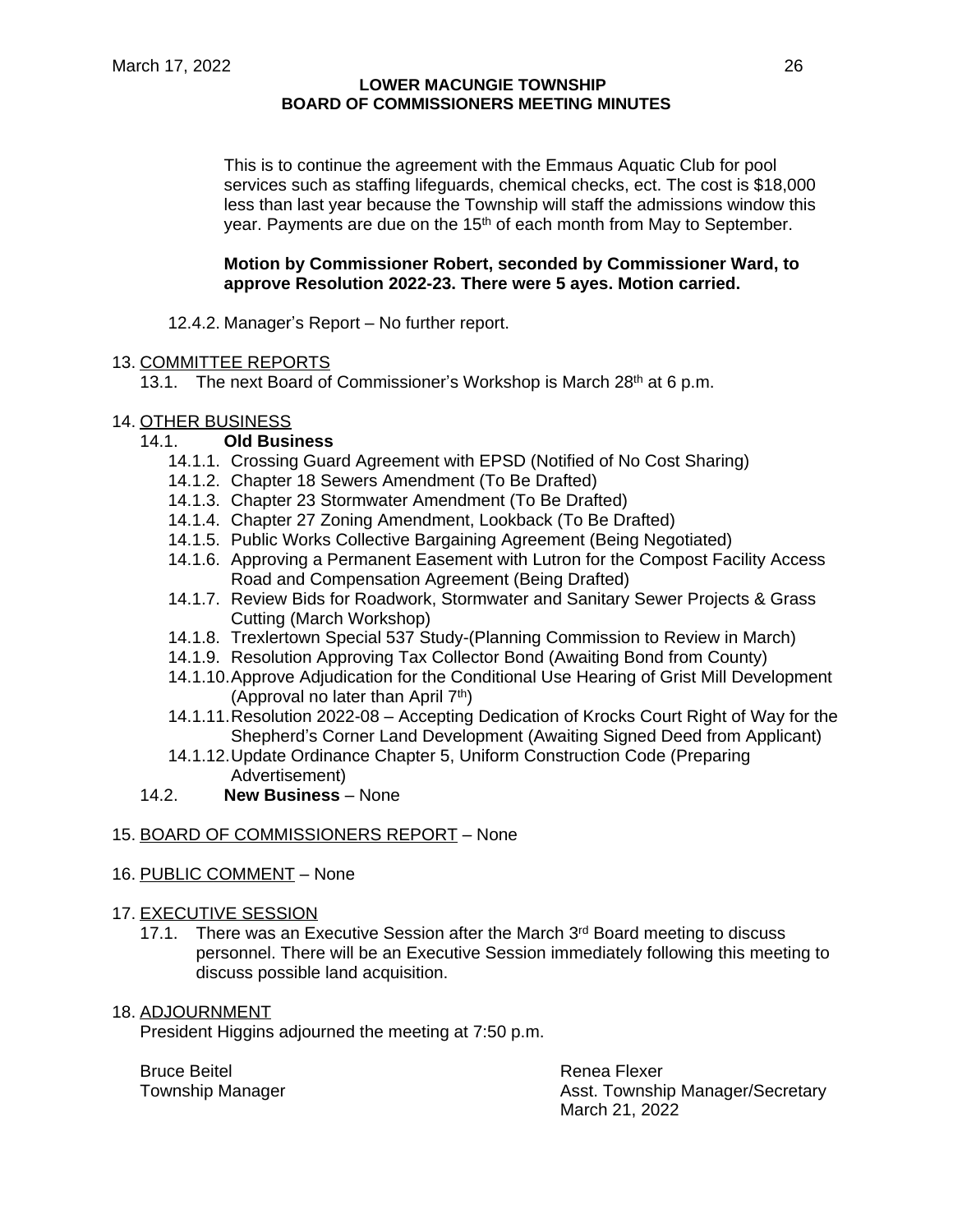This is to continue the agreement with the Emmaus Aquatic Club for pool services such as staffing lifeguards, chemical checks, ect. The cost is $18,000 less than last year because the Township will staff the admissions window this year. Payments are due on the 15th of each month from May to September.

**Motion by Commissioner Robert, seconded by Commissioner Ward, to approve Resolution 2022-23. There were 5 ayes. Motion carried.**

12.4.2. Manager's Report – No further report.

13. COMMITTEE REPORTS
    13.1. The next Board of Commissioner's Workshop is March 28th at 6 p.m.

14. OTHER BUSINESS
    14.1. **Old Business**
        14.1.1. Crossing Guard Agreement with EPSD (Notified of No Cost Sharing)
        14.1.2. Chapter 18 Sewers Amendment (To Be Drafted)
        14.1.3. Chapter 23 Stormwater Amendment (To Be Drafted)
        14.1.4. Chapter 27 Zoning Amendment, Lookback (To Be Drafted)
        14.1.5. Public Works Collective Bargaining Agreement (Being Negotiated)
        14.1.6. Approving a Permanent Easement with Lutron for the Compost Facility Access Road and Compensation Agreement (Being Drafted)
        14.1.7. Review Bids for Roadwork, Stormwater and Sanitary Sewer Projects & Grass Cutting (March Workshop)
        14.1.8. Trexlertown Special 537 Study-(Planning Commission to Review in March)
        14.1.9. Resolution Approving Tax Collector Bond (Awaiting Bond from County)
        14.1.10. Approve Adjudication for the Conditional Use Hearing of Grist Mill Development (Approval no later than April 7th)
        14.1.11. Resolution 2022-08 – Accepting Dedication of Krocks Court Right of Way for the Shepherd's Corner Land Development (Awaiting Signed Deed from Applicant)
        14.1.12. Update Ordinance Chapter 5, Uniform Construction Code (Preparing Advertisement)
    14.2. **New Business** – None

15. BOARD OF COMMISSIONERS REPORT – None

16. PUBLIC COMMENT – None

17. EXECUTIVE SESSION
    17.1. There was an Executive Session after the March 3rd Board meeting to discuss personnel. There will be an Executive Session immediately following this meeting to discuss possible land acquisition.

18. ADJOURNMENT
    President Higgins adjourned the meeting at 7:50 p.m.

Bruce Beitel
Township Manager

Renea Flexer
Asst. Township Manager/Secretary
March 21, 2022